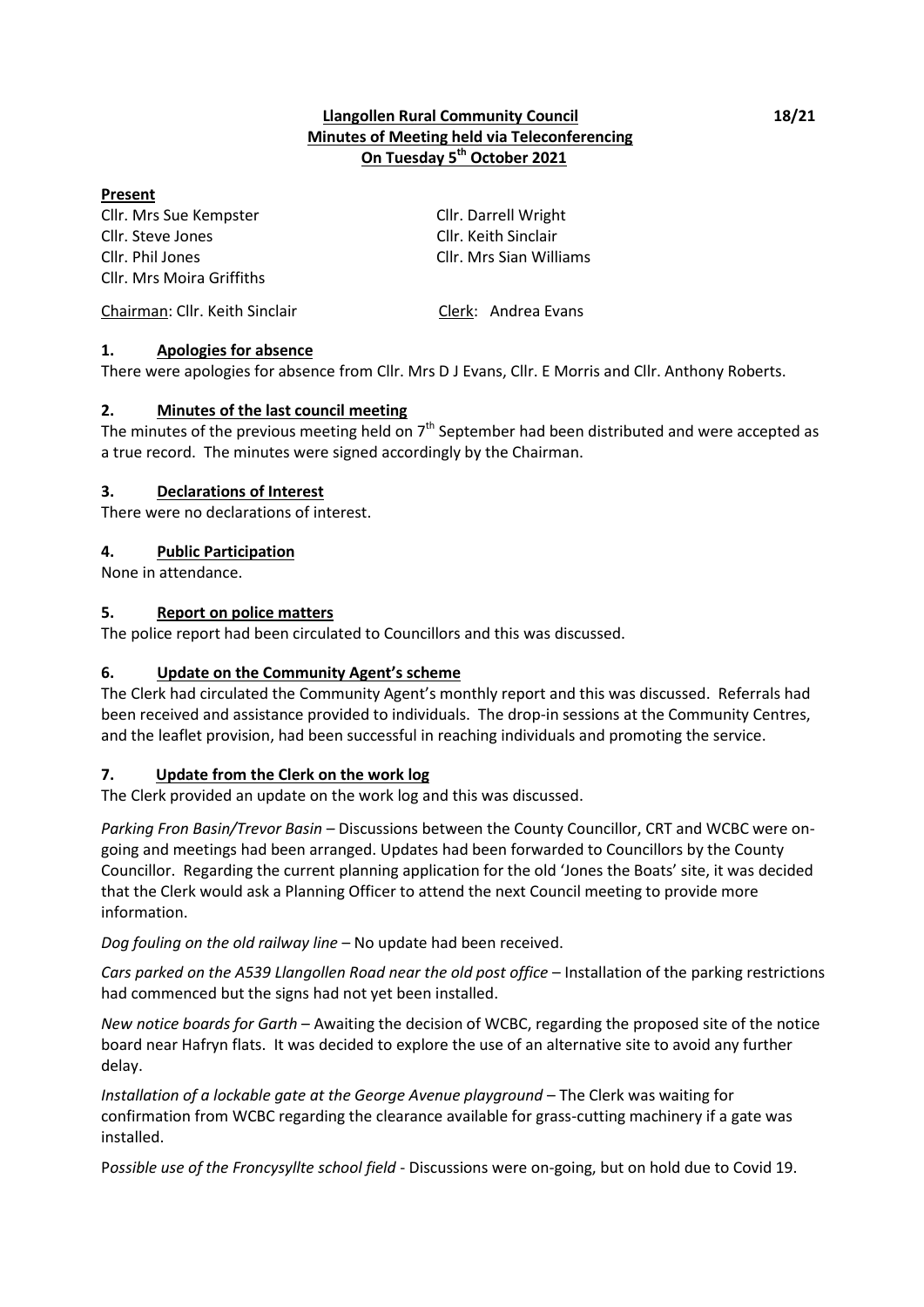**Llangollen Rural Community Council**
**Minutes of Meeting held via Teleconferencing**
**On Tuesday 5th October 2021**

18/21

**Present**

Cllr. Mrs Sue Kempster
Cllr. Steve Jones
Cllr. Phil Jones
Cllr. Mrs Moira Griffiths
Cllr. Darrell Wright
Cllr. Keith Sinclair
Cllr. Mrs Sian Williams

Chairman: Cllr. Keith Sinclair
Clerk: Andrea Evans

## 1. Apologies for absence

There were apologies for absence from Cllr. Mrs D J Evans, Cllr. E Morris and Cllr. Anthony Roberts.

## 2. Minutes of the last council meeting

The minutes of the previous meeting held on 7th September had been distributed and were accepted as a true record. The minutes were signed accordingly by the Chairman.

## 3. Declarations of Interest

There were no declarations of interest.

## 4. Public Participation

None in attendance.

## 5. Report on police matters

The police report had been circulated to Councillors and this was discussed.

## 6. Update on the Community Agent's scheme

The Clerk had circulated the Community Agent's monthly report and this was discussed. Referrals had been received and assistance provided to individuals. The drop-in sessions at the Community Centres, and the leaflet provision, had been successful in reaching individuals and promoting the service.

## 7. Update from the Clerk on the work log

The Clerk provided an update on the work log and this was discussed.

*Parking Fron Basin/Trevor Basin* – Discussions between the County Councillor, CRT and WCBC were on-going and meetings had been arranged. Updates had been forwarded to Councillors by the County Councillor. Regarding the current planning application for the old 'Jones the Boats' site, it was decided that the Clerk would ask a Planning Officer to attend the next Council meeting to provide more information.

*Dog fouling on the old railway line* – No update had been received.

*Cars parked on the A539 Llangollen Road near the old post office* – Installation of the parking restrictions had commenced but the signs had not yet been installed.

*New notice boards for Garth* – Awaiting the decision of WCBC, regarding the proposed site of the notice board near Hafryn flats. It was decided to explore the use of an alternative site to avoid any further delay.

*Installation of a lockable gate at the George Avenue playground* – The Clerk was waiting for confirmation from WCBC regarding the clearance available for grass-cutting machinery if a gate was installed.

*Possible use of the Froncysyllte school field* - Discussions were on-going, but on hold due to Covid 19.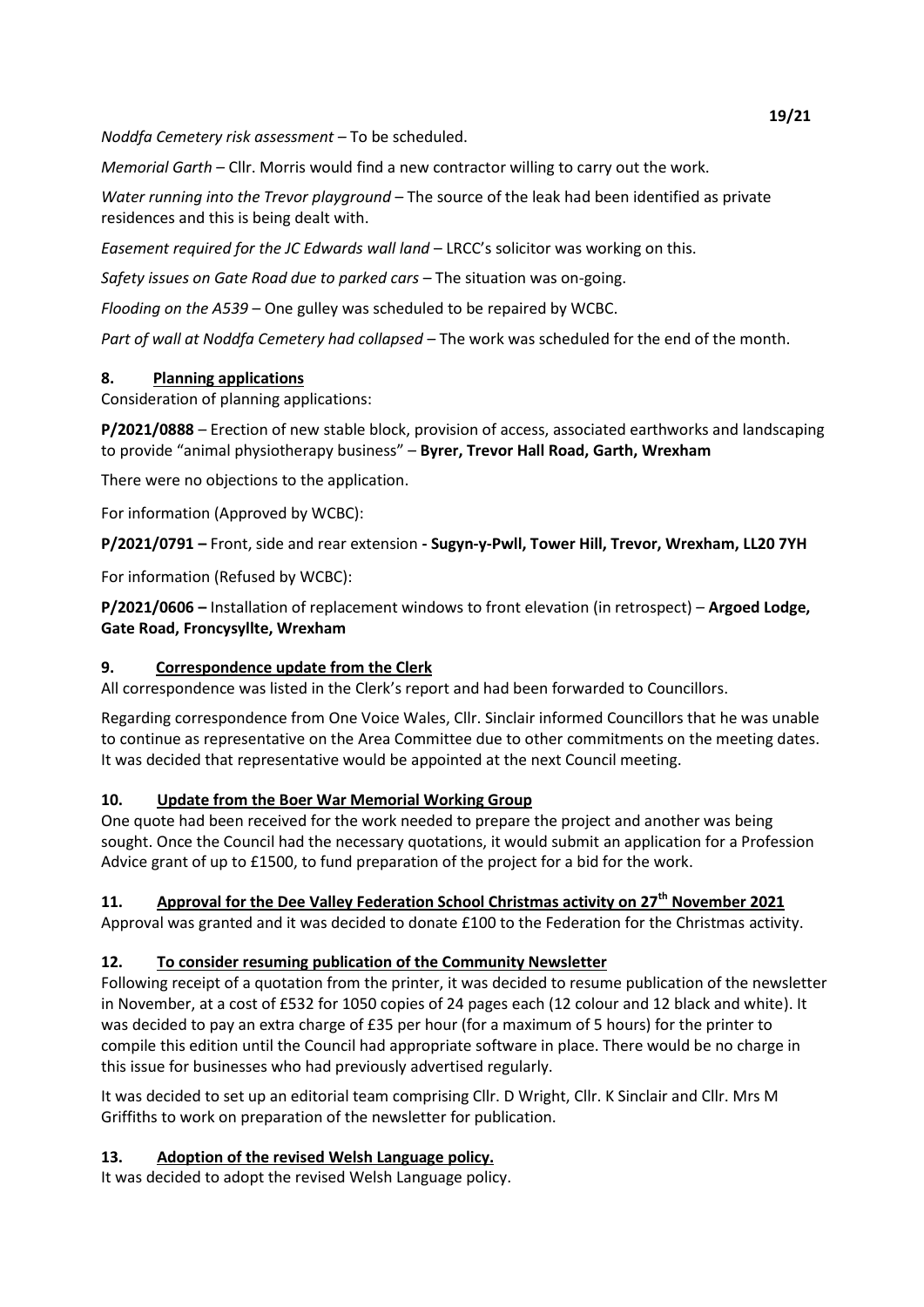*Noddfa Cemetery risk assessment* – To be scheduled.

*Memorial Garth* – Cllr. Morris would find a new contractor willing to carry out the work.

*Water running into the Trevor playground* – The source of the leak had been identified as private residences and this is being dealt with.

*Easement required for the JC Edwards wall land* – LRCC's solicitor was working on this.

*Safety issues on Gate Road due to parked cars* – The situation was on-going.

*Flooding on the A539* – One gulley was scheduled to be repaired by WCBC.

*Part of wall at Noddfa Cemetery had collapsed* – The work was scheduled for the end of the month.

## 8. Planning applications

Consideration of planning applications:

**P/2021/0888** – Erection of new stable block, provision of access, associated earthworks and landscaping to provide "animal physiotherapy business" – **Byrer, Trevor Hall Road, Garth, Wrexham**

There were no objections to the application.

For information (Approved by WCBC):

**P/2021/0791 –** Front, side and rear extension **- Sugyn-y-Pwll, Tower Hill, Trevor, Wrexham, LL20 7YH**

For information (Refused by WCBC):

**P/2021/0606 –** Installation of replacement windows to front elevation (in retrospect) – **Argoed Lodge, Gate Road, Froncysyllte, Wrexham**

## 9. Correspondence update from the Clerk

All correspondence was listed in the Clerk's report and had been forwarded to Councillors.

Regarding correspondence from One Voice Wales, Cllr. Sinclair informed Councillors that he was unable to continue as representative on the Area Committee due to other commitments on the meeting dates. It was decided that representative would be appointed at the next Council meeting.

## 10. Update from the Boer War Memorial Working Group

One quote had been received for the work needed to prepare the project and another was being sought. Once the Council had the necessary quotations, it would submit an application for a Profession Advice grant of up to £1500, to fund preparation of the project for a bid for the work.

## 11. Approval for the Dee Valley Federation School Christmas activity on 27th November 2021

Approval was granted and it was decided to donate £100 to the Federation for the Christmas activity.

## 12. To consider resuming publication of the Community Newsletter

Following receipt of a quotation from the printer, it was decided to resume publication of the newsletter in November, at a cost of £532 for 1050 copies of 24 pages each (12 colour and 12 black and white). It was decided to pay an extra charge of £35 per hour (for a maximum of 5 hours) for the printer to compile this edition until the Council had appropriate software in place. There would be no charge in this issue for businesses who had previously advertised regularly.

It was decided to set up an editorial team comprising Cllr. D Wright, Cllr. K Sinclair and Cllr. Mrs M Griffiths to work on preparation of the newsletter for publication.

## 13. Adoption of the revised Welsh Language policy.

It was decided to adopt the revised Welsh Language policy.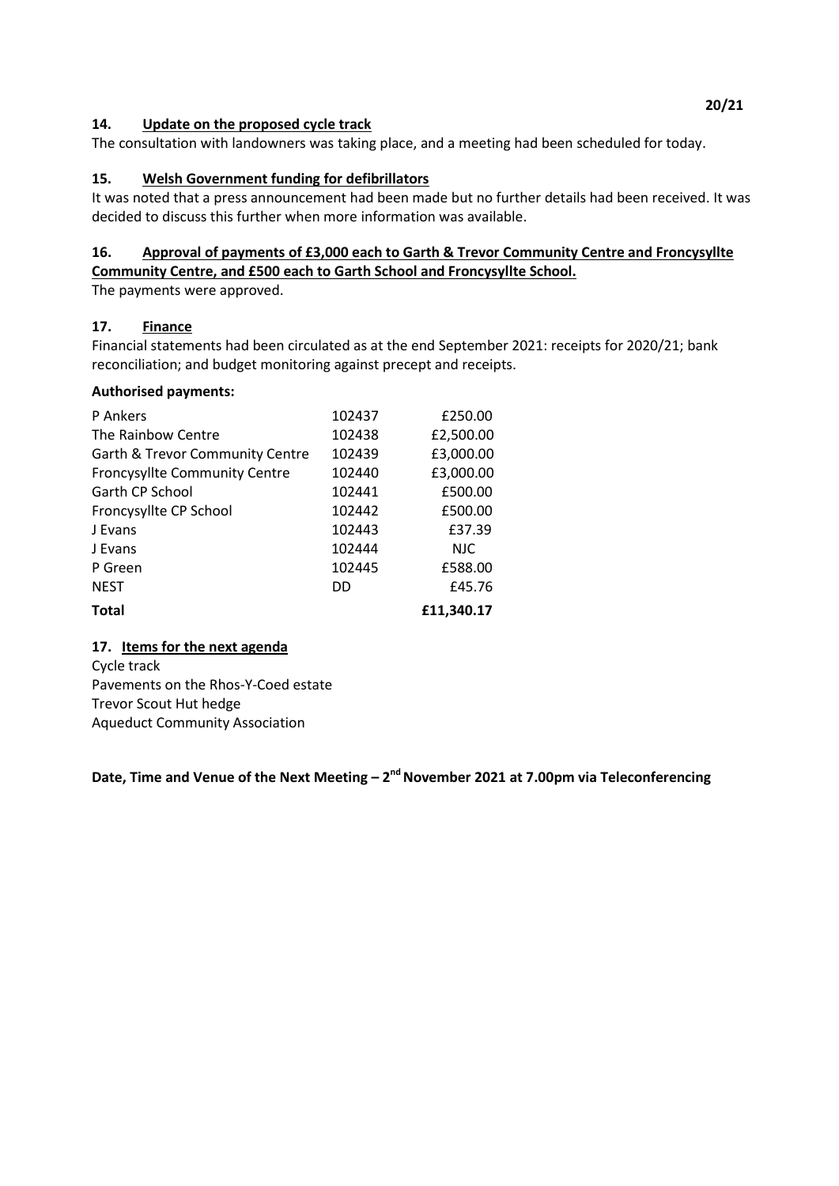**14. Update on the proposed cycle track**

The consultation with landowners was taking place, and a meeting had been scheduled for today.

**15. Welsh Government funding for defibrillators**

It was noted that a press announcement had been made but no further details had been received. It was decided to discuss this further when more information was available.

**16. Approval of payments of £3,000 each to Garth & Trevor Community Centre and Froncysyllte Community Centre, and £500 each to Garth School and Froncysyllte School.**

The payments were approved.

**17. Finance**

Financial statements had been circulated as at the end September 2021: receipts for 2020/21; bank reconciliation; and budget monitoring against precept and receipts.

**Authorised payments:**

| | | |
|---|---|---|
| P Ankers | 102437 | £250.00 |
| The Rainbow Centre | 102438 | £2,500.00 |
| Garth & Trevor Community Centre | 102439 | £3,000.00 |
| Froncysyllte Community Centre | 102440 | £3,000.00 |
| Garth CP School | 102441 | £500.00 |
| Froncysyllte CP School | 102442 | £500.00 |
| J Evans | 102443 | £37.39 |
| J Evans | 102444 | NJC |
| P Green | 102445 | £588.00 |
| NEST | DD | £45.76 |
| **Total** | | **£11,340.17** |

**17. Items for the next agenda**

Cycle track
Pavements on the Rhos-Y-Coed estate
Trevor Scout Hut hedge
Aqueduct Community Association

**Date, Time and Venue of the Next Meeting – 2nd November 2021 at 7.00pm via Teleconferencing**